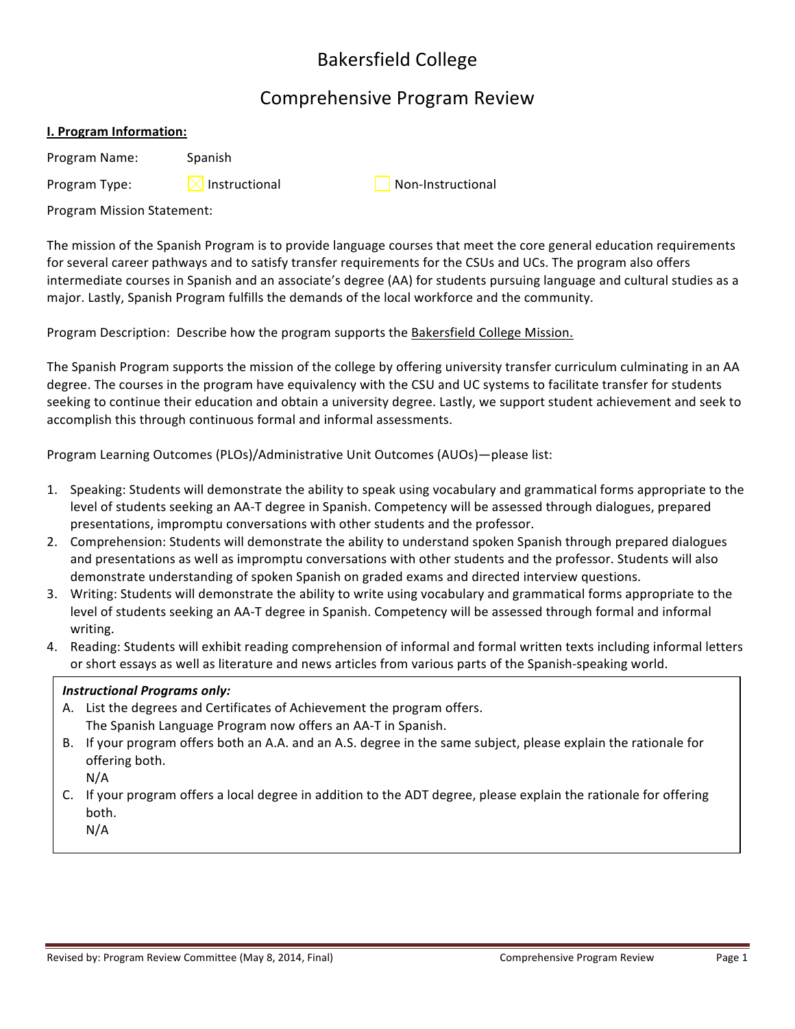# Bakersfield College

## Comprehensive Program Review

**I. Program Information:**

Program Name: Spanish

Program Type: ☒ Instructional ☐ Non-Instructional

Program Mission Statement:

The mission of the Spanish Program is to provide language courses that meet the core general education requirements for several career pathways and to satisfy transfer requirements for the CSUs and UCs. The program also offers intermediate courses in Spanish and an associate's degree (AA) for students pursuing language and cultural studies as a major. Lastly, Spanish Program fulfills the demands of the local workforce and the community.

Program Description: Describe how the program supports the Bakersfield College Mission.

The Spanish Program supports the mission of the college by offering university transfer curriculum culminating in an AA degree. The courses in the program have equivalency with the CSU and UC systems to facilitate transfer for students seeking to continue their education and obtain a university degree. Lastly, we support student achievement and seek to accomplish this through continuous formal and informal assessments.

Program Learning Outcomes (PLOs)/Administrative Unit Outcomes (AUOs)—please list:

1. Speaking: Students will demonstrate the ability to speak using vocabulary and grammatical forms appropriate to the level of students seeking an AA-T degree in Spanish. Competency will be assessed through dialogues, prepared presentations, impromptu conversations with other students and the professor.
2. Comprehension: Students will demonstrate the ability to understand spoken Spanish through prepared dialogues and presentations as well as impromptu conversations with other students and the professor. Students will also demonstrate understanding of spoken Spanish on graded exams and directed interview questions.
3. Writing: Students will demonstrate the ability to write using vocabulary and grammatical forms appropriate to the level of students seeking an AA-T degree in Spanish. Competency will be assessed through formal and informal writing.
4. Reading: Students will exhibit reading comprehension of informal and formal written texts including informal letters or short essays as well as literature and news articles from various parts of the Spanish-speaking world.

***Instructional Programs only:***

A. List the degrees and Certificates of Achievement the program offers.
   The Spanish Language Program now offers an AA-T in Spanish.
B. If your program offers both an A.A. and an A.S. degree in the same subject, please explain the rationale for offering both.
   N/A
C. If your program offers a local degree in addition to the ADT degree, please explain the rationale for offering both.
   N/A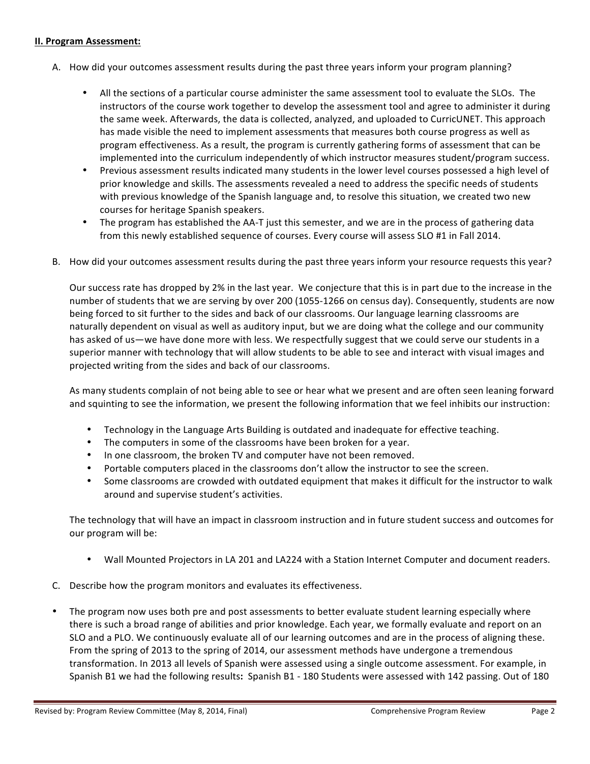**II. Program Assessment:**

A. How did your outcomes assessment results during the past three years inform your program planning?

- All the sections of a particular course administer the same assessment tool to evaluate the SLOs. The instructors of the course work together to develop the assessment tool and agree to administer it during the same week. Afterwards, the data is collected, analyzed, and uploaded to CurricUNET. This approach has made visible the need to implement assessments that measures both course progress as well as program effectiveness. As a result, the program is currently gathering forms of assessment that can be implemented into the curriculum independently of which instructor measures student/program success.
- Previous assessment results indicated many students in the lower level courses possessed a high level of prior knowledge and skills. The assessments revealed a need to address the specific needs of students with previous knowledge of the Spanish language and, to resolve this situation, we created two new courses for heritage Spanish speakers.
- The program has established the AA-T just this semester, and we are in the process of gathering data from this newly established sequence of courses. Every course will assess SLO #1 in Fall 2014.

B. How did your outcomes assessment results during the past three years inform your resource requests this year?

Our success rate has dropped by 2% in the last year. We conjecture that this is in part due to the increase in the number of students that we are serving by over 200 (1055-1266 on census day). Consequently, students are now being forced to sit further to the sides and back of our classrooms. Our language learning classrooms are naturally dependent on visual as well as auditory input, but we are doing what the college and our community has asked of us—we have done more with less. We respectfully suggest that we could serve our students in a superior manner with technology that will allow students to be able to see and interact with visual images and projected writing from the sides and back of our classrooms.

As many students complain of not being able to see or hear what we present and are often seen leaning forward and squinting to see the information, we present the following information that we feel inhibits our instruction:

- Technology in the Language Arts Building is outdated and inadequate for effective teaching.
- The computers in some of the classrooms have been broken for a year.
- In one classroom, the broken TV and computer have not been removed.
- Portable computers placed in the classrooms don't allow the instructor to see the screen.
- Some classrooms are crowded with outdated equipment that makes it difficult for the instructor to walk around and supervise student's activities.

The technology that will have an impact in classroom instruction and in future student success and outcomes for our program will be:

- Wall Mounted Projectors in LA 201 and LA224 with a Station Internet Computer and document readers.

C. Describe how the program monitors and evaluates its effectiveness.

- The program now uses both pre and post assessments to better evaluate student learning especially where there is such a broad range of abilities and prior knowledge. Each year, we formally evaluate and report on an SLO and a PLO. We continuously evaluate all of our learning outcomes and are in the process of aligning these. From the spring of 2013 to the spring of 2014, our assessment methods have undergone a tremendous transformation. In 2013 all levels of Spanish were assessed using a single outcome assessment. For example, in Spanish B1 we had the following results**:** Spanish B1 - 180 Students were assessed with 142 passing. Out of 180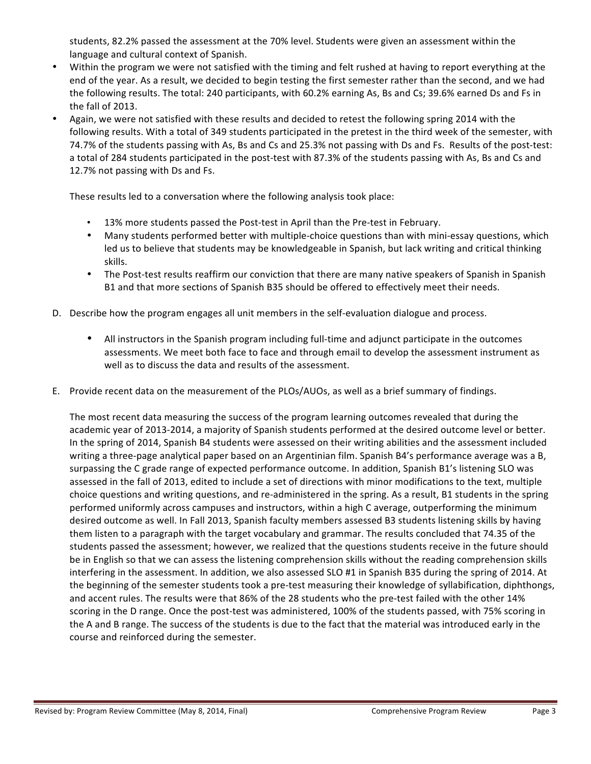students, 82.2% passed the assessment at the 70% level. Students were given an assessment within the language and cultural context of Spanish.

- Within the program we were not satisfied with the timing and felt rushed at having to report everything at the end of the year. As a result, we decided to begin testing the first semester rather than the second, and we had the following results. The total: 240 participants, with 60.2% earning As, Bs and Cs; 39.6% earned Ds and Fs in the fall of 2013.
- Again, we were not satisfied with these results and decided to retest the following spring 2014 with the following results. With a total of 349 students participated in the pretest in the third week of the semester, with 74.7% of the students passing with As, Bs and Cs and 25.3% not passing with Ds and Fs. Results of the post-test: a total of 284 students participated in the post-test with 87.3% of the students passing with As, Bs and Cs and 12.7% not passing with Ds and Fs.

These results led to a conversation where the following analysis took place:

- 13% more students passed the Post-test in April than the Pre-test in February.
- Many students performed better with multiple-choice questions than with mini-essay questions, which led us to believe that students may be knowledgeable in Spanish, but lack writing and critical thinking skills.
- The Post-test results reaffirm our conviction that there are many native speakers of Spanish in Spanish B1 and that more sections of Spanish B35 should be offered to effectively meet their needs.

D. Describe how the program engages all unit members in the self-evaluation dialogue and process.

- All instructors in the Spanish program including full-time and adjunct participate in the outcomes assessments. We meet both face to face and through email to develop the assessment instrument as well as to discuss the data and results of the assessment.

E. Provide recent data on the measurement of the PLOs/AUOs, as well as a brief summary of findings.

The most recent data measuring the success of the program learning outcomes revealed that during the academic year of 2013-2014, a majority of Spanish students performed at the desired outcome level or better. In the spring of 2014, Spanish B4 students were assessed on their writing abilities and the assessment included writing a three-page analytical paper based on an Argentinian film. Spanish B4's performance average was a B, surpassing the C grade range of expected performance outcome. In addition, Spanish B1's listening SLO was assessed in the fall of 2013, edited to include a set of directions with minor modifications to the text, multiple choice questions and writing questions, and re-administered in the spring. As a result, B1 students in the spring performed uniformly across campuses and instructors, within a high C average, outperforming the minimum desired outcome as well. In Fall 2013, Spanish faculty members assessed B3 students listening skills by having them listen to a paragraph with the target vocabulary and grammar. The results concluded that 74.35 of the students passed the assessment; however, we realized that the questions students receive in the future should be in English so that we can assess the listening comprehension skills without the reading comprehension skills interfering in the assessment. In addition, we also assessed SLO #1 in Spanish B35 during the spring of 2014. At the beginning of the semester students took a pre-test measuring their knowledge of syllabification, diphthongs, and accent rules. The results were that 86% of the 28 students who the pre-test failed with the other 14% scoring in the D range. Once the post-test was administered, 100% of the students passed, with 75% scoring in the A and B range. The success of the students is due to the fact that the material was introduced early in the course and reinforced during the semester.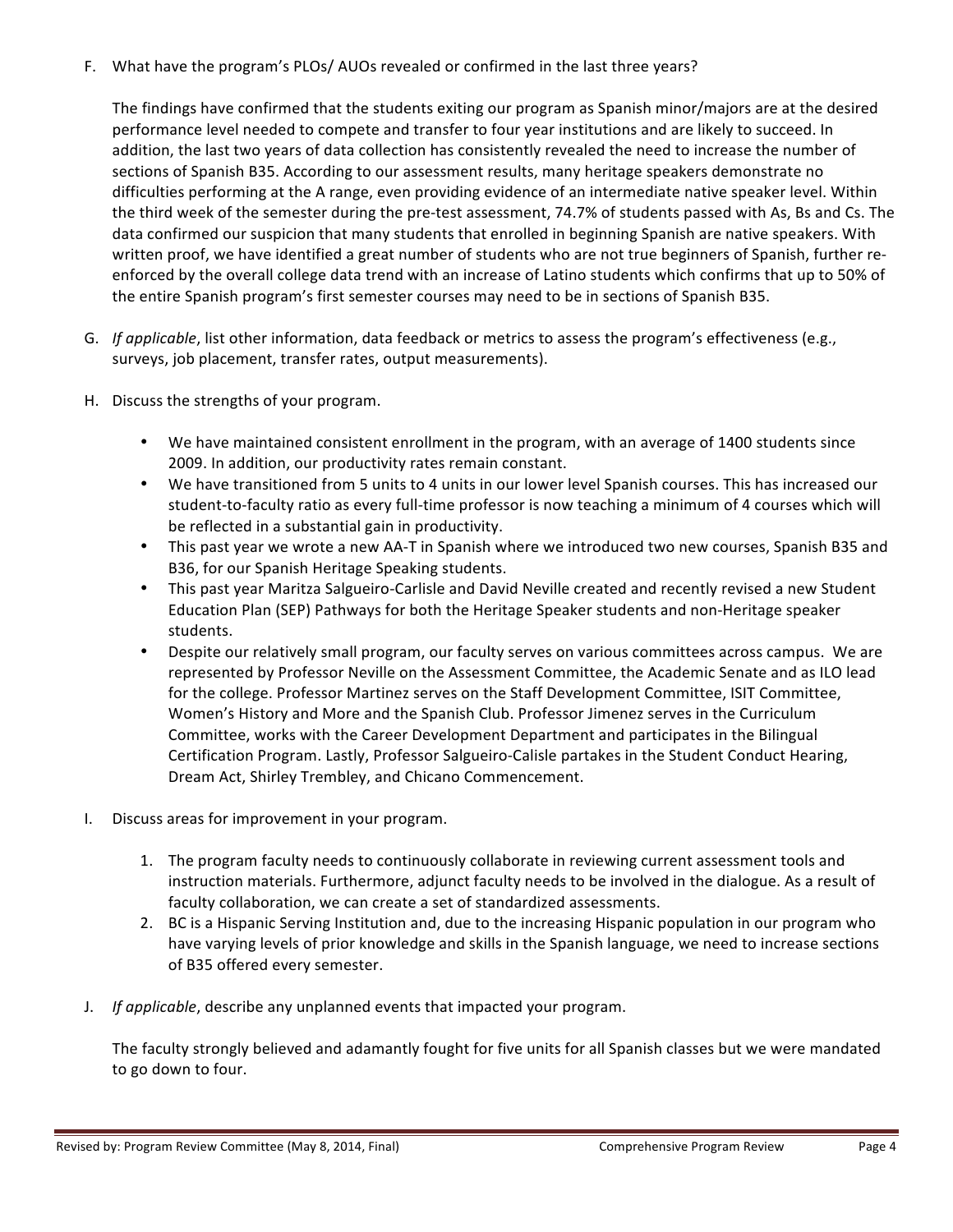F. What have the program's PLOs/ AUOs revealed or confirmed in the last three years?

The findings have confirmed that the students exiting our program as Spanish minor/majors are at the desired performance level needed to compete and transfer to four year institutions and are likely to succeed. In addition, the last two years of data collection has consistently revealed the need to increase the number of sections of Spanish B35. According to our assessment results, many heritage speakers demonstrate no difficulties performing at the A range, even providing evidence of an intermediate native speaker level. Within the third week of the semester during the pre-test assessment, 74.7% of students passed with As, Bs and Cs. The data confirmed our suspicion that many students that enrolled in beginning Spanish are native speakers. With written proof, we have identified a great number of students who are not true beginners of Spanish, further re-enforced by the overall college data trend with an increase of Latino students which confirms that up to 50% of the entire Spanish program's first semester courses may need to be in sections of Spanish B35.

G. *If applicable*, list other information, data feedback or metrics to assess the program's effectiveness (e.g., surveys, job placement, transfer rates, output measurements).

H. Discuss the strengths of your program.

- We have maintained consistent enrollment in the program, with an average of 1400 students since 2009. In addition, our productivity rates remain constant.
- We have transitioned from 5 units to 4 units in our lower level Spanish courses. This has increased our student-to-faculty ratio as every full-time professor is now teaching a minimum of 4 courses which will be reflected in a substantial gain in productivity.
- This past year we wrote a new AA-T in Spanish where we introduced two new courses, Spanish B35 and B36, for our Spanish Heritage Speaking students.
- This past year Maritza Salgueiro-Carlisle and David Neville created and recently revised a new Student Education Plan (SEP) Pathways for both the Heritage Speaker students and non-Heritage speaker students.
- Despite our relatively small program, our faculty serves on various committees across campus. We are represented by Professor Neville on the Assessment Committee, the Academic Senate and as ILO lead for the college. Professor Martinez serves on the Staff Development Committee, ISIT Committee, Women's History and More and the Spanish Club. Professor Jimenez serves in the Curriculum Committee, works with the Career Development Department and participates in the Bilingual Certification Program. Lastly, Professor Salgueiro-Calisle partakes in the Student Conduct Hearing, Dream Act, Shirley Trembley, and Chicano Commencement.

I. Discuss areas for improvement in your program.

1. The program faculty needs to continuously collaborate in reviewing current assessment tools and instruction materials. Furthermore, adjunct faculty needs to be involved in the dialogue. As a result of faculty collaboration, we can create a set of standardized assessments.
2. BC is a Hispanic Serving Institution and, due to the increasing Hispanic population in our program who have varying levels of prior knowledge and skills in the Spanish language, we need to increase sections of B35 offered every semester.

J. *If applicable*, describe any unplanned events that impacted your program.

The faculty strongly believed and adamantly fought for five units for all Spanish classes but we were mandated to go down to four.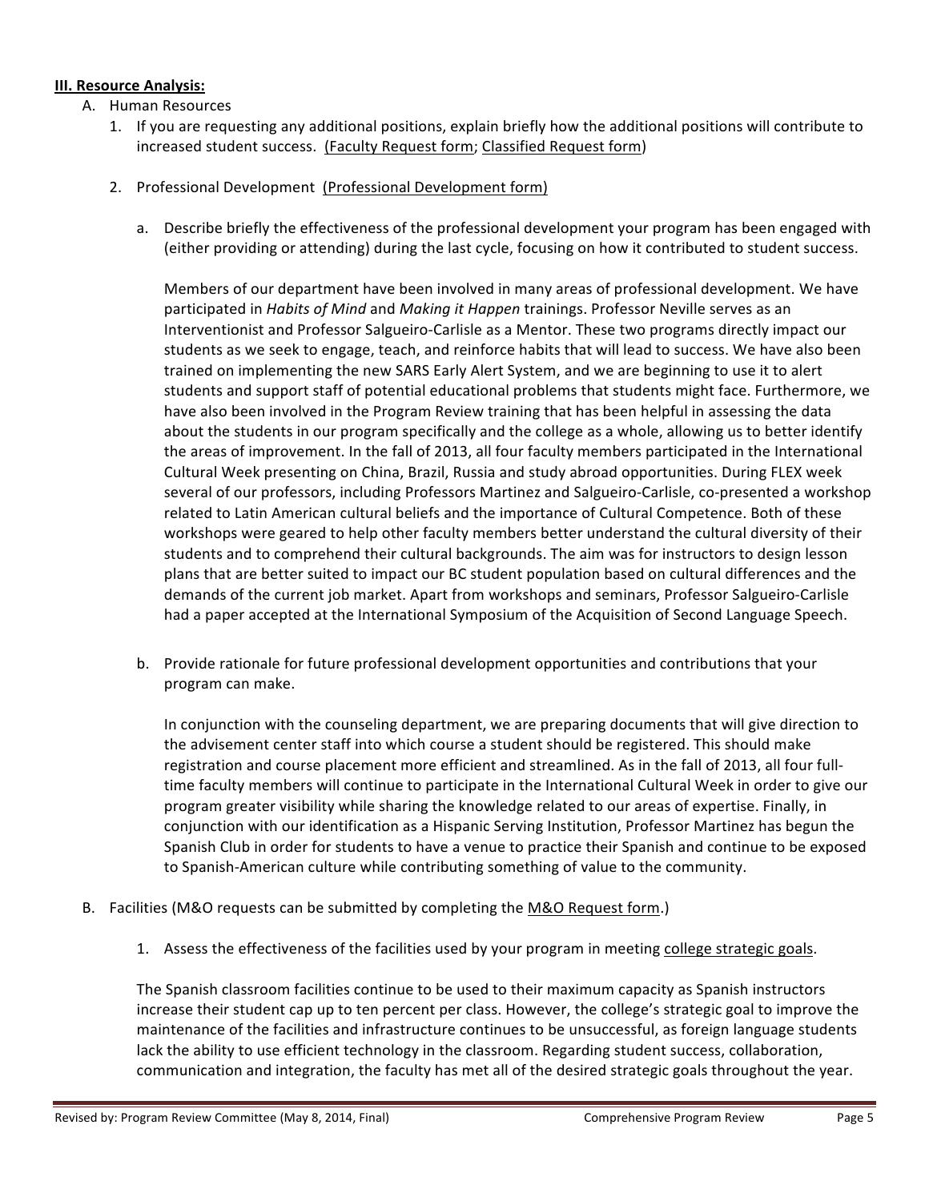**III. Resource Analysis:**

A. Human Resources

1. If you are requesting any additional positions, explain briefly how the additional positions will contribute to increased student success. (Faculty Request form; Classified Request form)

2. Professional Development (Professional Development form)

   a. Describe briefly the effectiveness of the professional development your program has been engaged with (either providing or attending) during the last cycle, focusing on how it contributed to student success.

      Members of our department have been involved in many areas of professional development. We have participated in *Habits of Mind* and *Making it Happen* trainings. Professor Neville serves as an Interventionist and Professor Salgueiro-Carlisle as a Mentor. These two programs directly impact our students as we seek to engage, teach, and reinforce habits that will lead to success. We have also been trained on implementing the new SARS Early Alert System, and we are beginning to use it to alert students and support staff of potential educational problems that students might face. Furthermore, we have also been involved in the Program Review training that has been helpful in assessing the data about the students in our program specifically and the college as a whole, allowing us to better identify the areas of improvement. In the fall of 2013, all four faculty members participated in the International Cultural Week presenting on China, Brazil, Russia and study abroad opportunities. During FLEX week several of our professors, including Professors Martinez and Salgueiro-Carlisle, co-presented a workshop related to Latin American cultural beliefs and the importance of Cultural Competence. Both of these workshops were geared to help other faculty members better understand the cultural diversity of their students and to comprehend their cultural backgrounds. The aim was for instructors to design lesson plans that are better suited to impact our BC student population based on cultural differences and the demands of the current job market. Apart from workshops and seminars, Professor Salgueiro-Carlisle had a paper accepted at the International Symposium of the Acquisition of Second Language Speech.

   b. Provide rationale for future professional development opportunities and contributions that your program can make.

      In conjunction with the counseling department, we are preparing documents that will give direction to the advisement center staff into which course a student should be registered. This should make registration and course placement more efficient and streamlined. As in the fall of 2013, all four full-time faculty members will continue to participate in the International Cultural Week in order to give our program greater visibility while sharing the knowledge related to our areas of expertise. Finally, in conjunction with our identification as a Hispanic Serving Institution, Professor Martinez has begun the Spanish Club in order for students to have a venue to practice their Spanish and continue to be exposed to Spanish-American culture while contributing something of value to the community.

B. Facilities (M&O requests can be submitted by completing the M&O Request form.)

1. Assess the effectiveness of the facilities used by your program in meeting college strategic goals.

The Spanish classroom facilities continue to be used to their maximum capacity as Spanish instructors increase their student cap up to ten percent per class. However, the college's strategic goal to improve the maintenance of the facilities and infrastructure continues to be unsuccessful, as foreign language students lack the ability to use efficient technology in the classroom. Regarding student success, collaboration, communication and integration, the faculty has met all of the desired strategic goals throughout the year.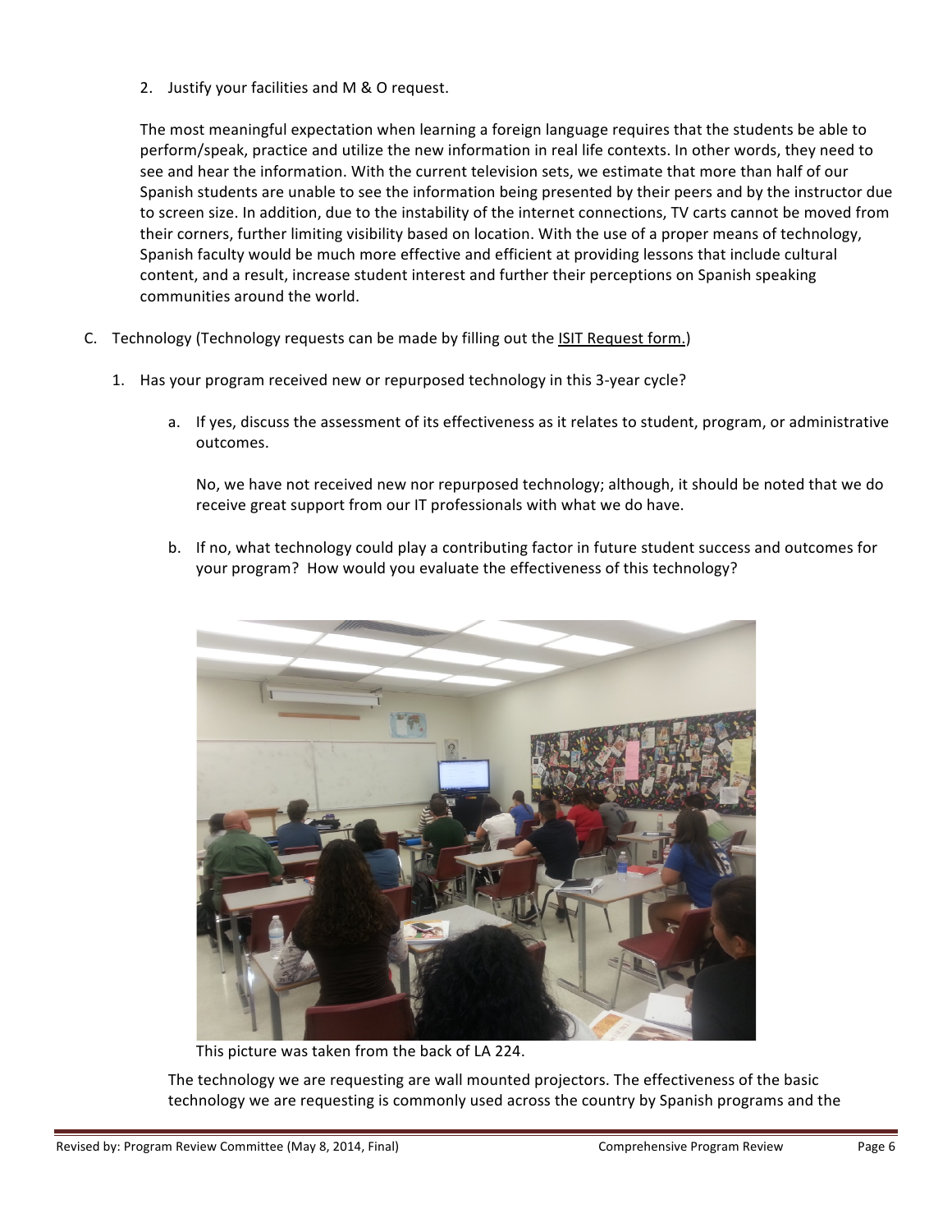2. Justify your facilities and M & O request.

   The most meaningful expectation when learning a foreign language requires that the students be able to perform/speak, practice and utilize the new information in real life contexts. In other words, they need to see and hear the information. With the current television sets, we estimate that more than half of our Spanish students are unable to see the information being presented by their peers and by the instructor due to screen size. In addition, due to the instability of the internet connections, TV carts cannot be moved from their corners, further limiting visibility based on location. With the use of a proper means of technology, Spanish faculty would be much more effective and efficient at providing lessons that include cultural content, and a result, increase student interest and further their perceptions on Spanish speaking communities around the world.

C. Technology (Technology requests can be made by filling out the ISIT Request form.)

   1. Has your program received new or repurposed technology in this 3-year cycle?

      a. If yes, discuss the assessment of its effectiveness as it relates to student, program, or administrative outcomes.

         No, we have not received new nor repurposed technology; although, it should be noted that we do receive great support from our IT professionals with what we do have.

      b. If no, what technology could play a contributing factor in future student success and outcomes for your program? How would you evaluate the effectiveness of this technology?

This picture was taken from the back of LA 224.

The technology we are requesting are wall mounted projectors. The effectiveness of the basic technology we are requesting is commonly used across the country by Spanish programs and the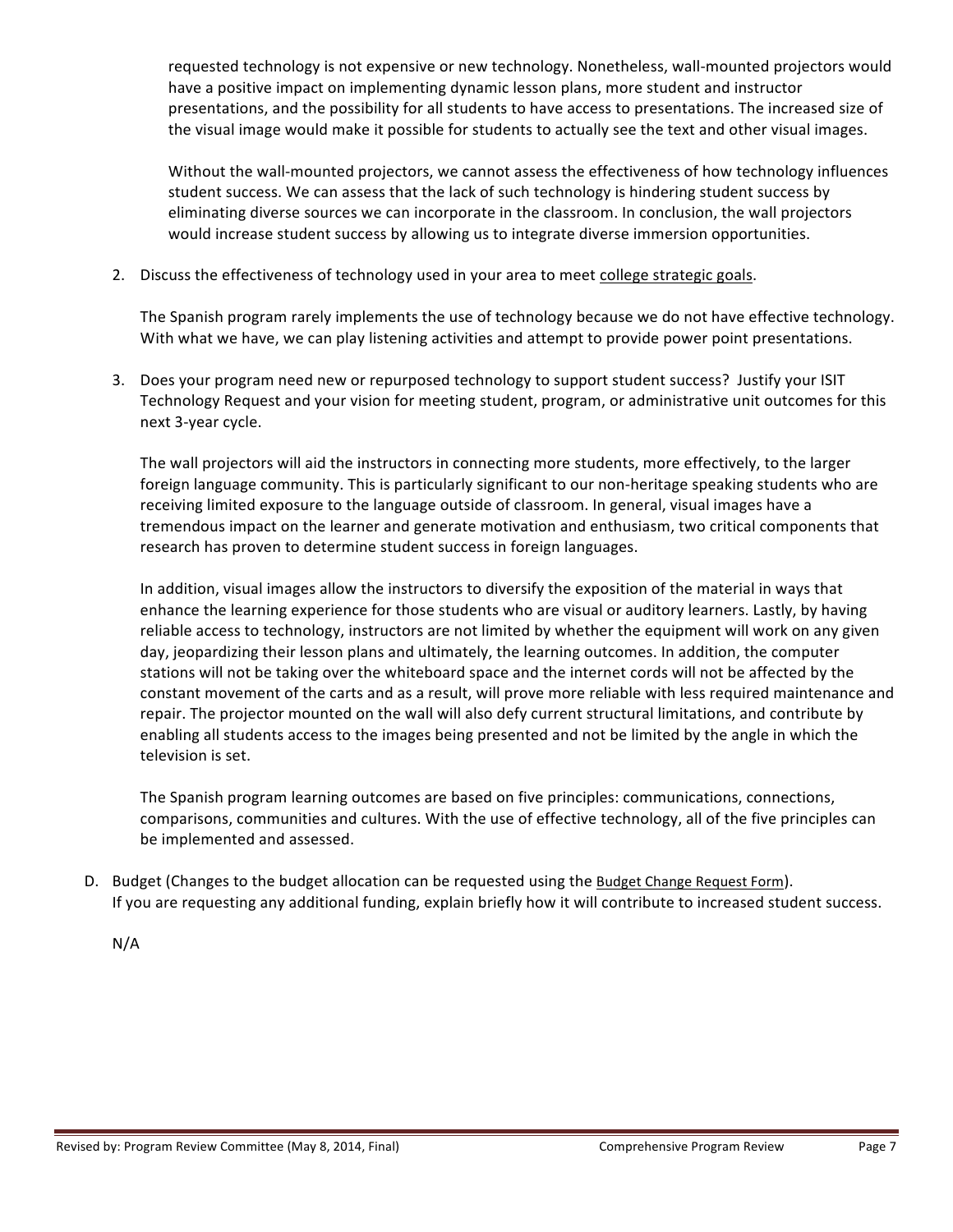requested technology is not expensive or new technology. Nonetheless, wall-mounted projectors would have a positive impact on implementing dynamic lesson plans, more student and instructor presentations, and the possibility for all students to have access to presentations. The increased size of the visual image would make it possible for students to actually see the text and other visual images.

Without the wall-mounted projectors, we cannot assess the effectiveness of how technology influences student success. We can assess that the lack of such technology is hindering student success by eliminating diverse sources we can incorporate in the classroom. In conclusion, the wall projectors would increase student success by allowing us to integrate diverse immersion opportunities.

2. Discuss the effectiveness of technology used in your area to meet college strategic goals.

   The Spanish program rarely implements the use of technology because we do not have effective technology. With what we have, we can play listening activities and attempt to provide power point presentations.

3. Does your program need new or repurposed technology to support student success? Justify your ISIT Technology Request and your vision for meeting student, program, or administrative unit outcomes for this next 3-year cycle.

   The wall projectors will aid the instructors in connecting more students, more effectively, to the larger foreign language community. This is particularly significant to our non-heritage speaking students who are receiving limited exposure to the language outside of classroom. In general, visual images have a tremendous impact on the learner and generate motivation and enthusiasm, two critical components that research has proven to determine student success in foreign languages.

   In addition, visual images allow the instructors to diversify the exposition of the material in ways that enhance the learning experience for those students who are visual or auditory learners. Lastly, by having reliable access to technology, instructors are not limited by whether the equipment will work on any given day, jeopardizing their lesson plans and ultimately, the learning outcomes. In addition, the computer stations will not be taking over the whiteboard space and the internet cords will not be affected by the constant movement of the carts and as a result, will prove more reliable with less required maintenance and repair. The projector mounted on the wall will also defy current structural limitations, and contribute by enabling all students access to the images being presented and not be limited by the angle in which the television is set.

   The Spanish program learning outcomes are based on five principles: communications, connections, comparisons, communities and cultures. With the use of effective technology, all of the five principles can be implemented and assessed.

D. Budget (Changes to the budget allocation can be requested using the Budget Change Request Form).
   If you are requesting any additional funding, explain briefly how it will contribute to increased student success.

   N/A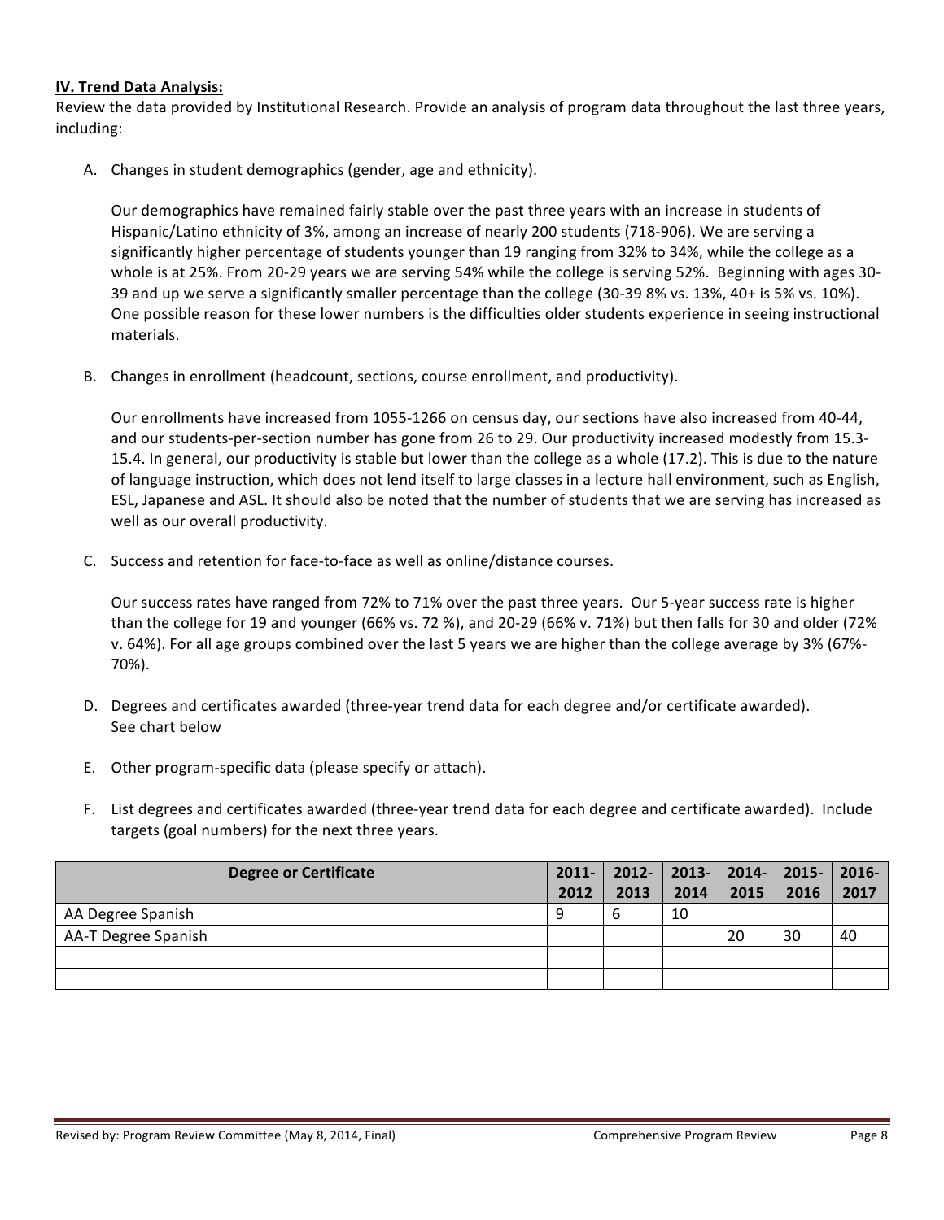**IV. Trend Data Analysis:**

Review the data provided by Institutional Research. Provide an analysis of program data throughout the last three years, including:

A. Changes in student demographics (gender, age and ethnicity).

   Our demographics have remained fairly stable over the past three years with an increase in students of Hispanic/Latino ethnicity of 3%, among an increase of nearly 200 students (718-906). We are serving a significantly higher percentage of students younger than 19 ranging from 32% to 34%, while the college as a whole is at 25%. From 20-29 years we are serving 54% while the college is serving 52%. Beginning with ages 30-39 and up we serve a significantly smaller percentage than the college (30-39 8% vs. 13%, 40+ is 5% vs. 10%). One possible reason for these lower numbers is the difficulties older students experience in seeing instructional materials.

B. Changes in enrollment (headcount, sections, course enrollment, and productivity).

   Our enrollments have increased from 1055-1266 on census day, our sections have also increased from 40-44, and our students-per-section number has gone from 26 to 29. Our productivity increased modestly from 15.3-15.4. In general, our productivity is stable but lower than the college as a whole (17.2). This is due to the nature of language instruction, which does not lend itself to large classes in a lecture hall environment, such as English, ESL, Japanese and ASL. It should also be noted that the number of students that we are serving has increased as well as our overall productivity.

C. Success and retention for face-to-face as well as online/distance courses.

   Our success rates have ranged from 72% to 71% over the past three years. Our 5-year success rate is higher than the college for 19 and younger (66% vs. 72 %), and 20-29 (66% v. 71%) but then falls for 30 and older (72% v. 64%). For all age groups combined over the last 5 years we are higher than the college average by 3% (67%-70%).

D. Degrees and certificates awarded (three-year trend data for each degree and/or certificate awarded).
   See chart below

E. Other program-specific data (please specify or attach).

F. List degrees and certificates awarded (three-year trend data for each degree and certificate awarded). Include targets (goal numbers) for the next three years.

| Degree or Certificate | 2011-2012 | 2012-2013 | 2013-2014 | 2014-2015 | 2015-2016 | 2016-2017 |
|---|---|---|---|---|---|---|
| AA Degree Spanish | 9 | 6 | 10 | | | |
| AA-T Degree Spanish | | | | 20 | 30 | 40 |
| | | | | | | |
| | | | | | | |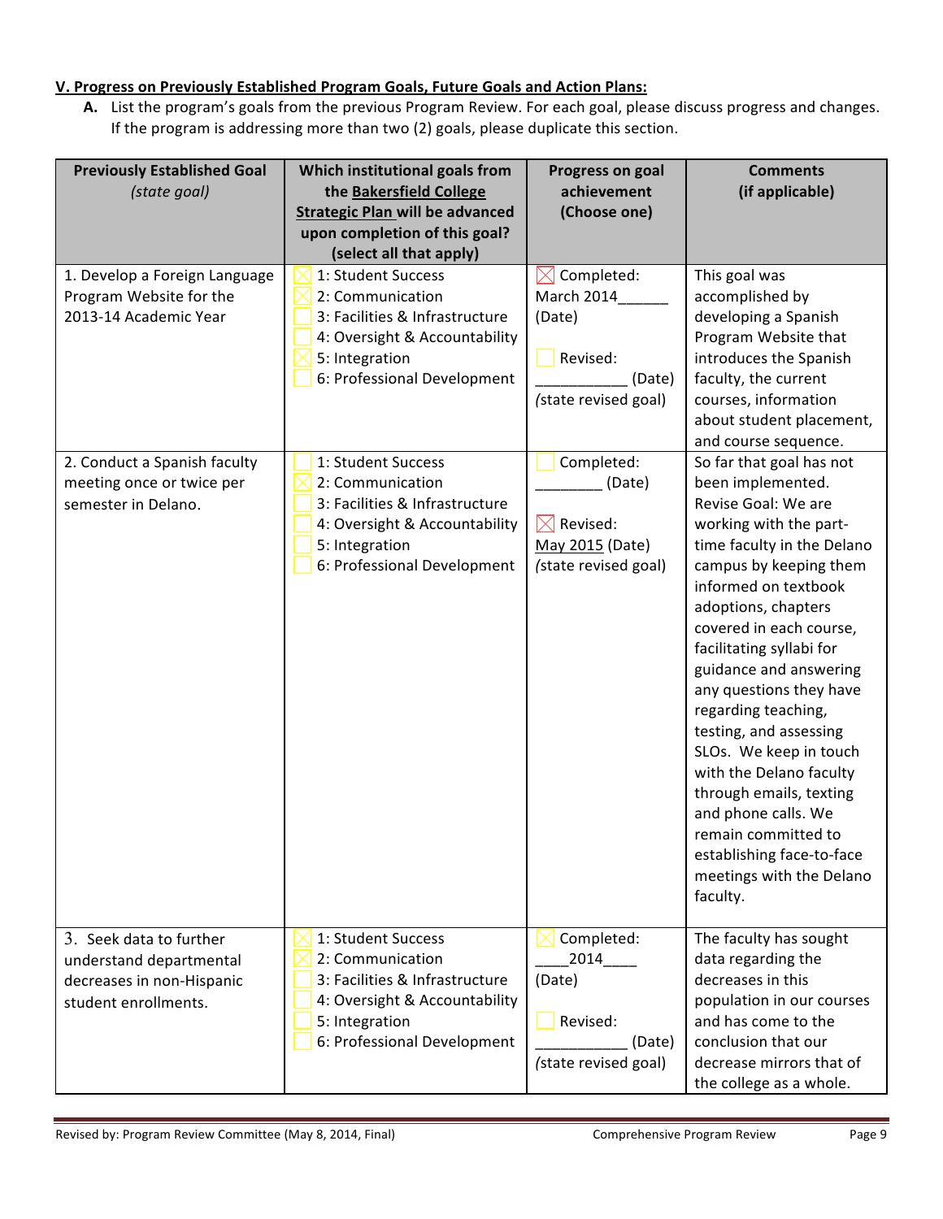**V. Progress on Previously Established Program Goals, Future Goals and Action Plans:**

**A.** List the program's goals from the previous Program Review. For each goal, please discuss progress and changes. If the program is addressing more than two (2) goals, please duplicate this section.

| Previously Established Goal *(state goal)* | Which institutional goals from the Bakersfield College Strategic Plan will be advanced upon completion of this goal? (select all that apply) | Progress on goal achievement (Choose one) | Comments (if applicable) |
|---|---|---|---|
| 1. Develop a Foreign Language Program Website for the 2013-14 Academic Year | ☒ 1: Student Success<br>☒ 2: Communication<br>☐ 3: Facilities & Infrastructure<br>☐ 4: Oversight & Accountability<br>☒ 5: Integration<br>☐ 6: Professional Development | ☒ Completed: March 2014______ (Date)<br><br>☐ Revised: ___________ (Date) *(state revised goal)* | This goal was accomplished by developing a Spanish Program Website that introduces the Spanish faculty, the current courses, information about student placement, and course sequence. |
| 2. Conduct a Spanish faculty meeting once or twice per semester in Delano. | ☐ 1: Student Success<br>☒ 2: Communication<br>☐ 3: Facilities & Infrastructure<br>☐ 4: Oversight & Accountability<br>☐ 5: Integration<br>☐ 6: Professional Development | ☐ Completed: ________ (Date)<br><br>☒ Revised: May 2015 (Date) *(state revised goal)* | So far that goal has not been implemented. Revise Goal: We are working with the part-time faculty in the Delano campus by keeping them informed on textbook adoptions, chapters covered in each course, facilitating syllabi for guidance and answering any questions they have regarding teaching, testing, and assessing SLOs. We keep in touch with the Delano faculty through emails, texting and phone calls. We remain committed to establishing face-to-face meetings with the Delano faculty. |
| 3. Seek data to further understand departmental decreases in non-Hispanic student enrollments. | ☒ 1: Student Success<br>☒ 2: Communication<br>☐ 3: Facilities & Infrastructure<br>☐ 4: Oversight & Accountability<br>☐ 5: Integration<br>☐ 6: Professional Development | ☒ Completed: ____2014____ (Date)<br><br>☐ Revised: ___________ (Date) *(state revised goal)* | The faculty has sought data regarding the decreases in this population in our courses and has come to the conclusion that our decrease mirrors that of the college as a whole. |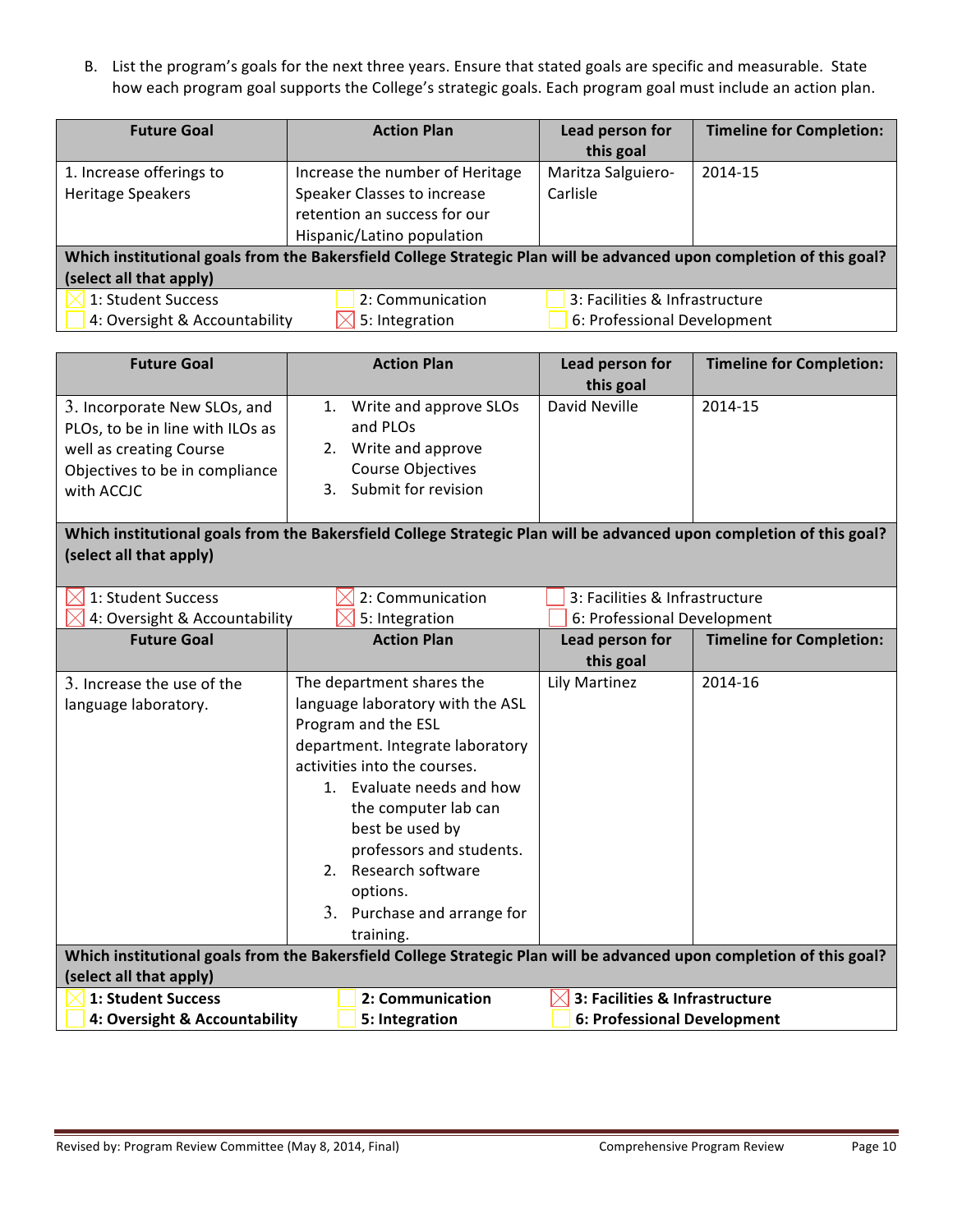B. List the program's goals for the next three years. Ensure that stated goals are specific and measurable. State how each program goal supports the College's strategic goals. Each program goal must include an action plan.

| Future Goal | Action Plan | Lead person for this goal | Timeline for Completion: |
|---|---|---|---|
| 1. Increase offerings to Heritage Speakers | Increase the number of Heritage Speaker Classes to increase retention an success for our Hispanic/Latino population | Maritza Salguiero-Carlisle | 2014-15 |
| **Which institutional goals from the Bakersfield College Strategic Plan will be advanced upon completion of this goal? (select all that apply)** | | | |
| ☒ 1: Student Success | ☐ 2: Communication | ☐ 3: Facilities & Infrastructure | |
| ☐ 4: Oversight & Accountability | ☒ 5: Integration | ☐ 6: Professional Development | |

| Future Goal | Action Plan | Lead person for this goal | Timeline for Completion: |
|---|---|---|---|
| 3. Incorporate New SLOs, and PLOs, to be in line with ILOs as well as creating Course Objectives to be in compliance with ACCJC | 1. Write and approve SLOs and PLOs<br>2. Write and approve Course Objectives<br>3. Submit for revision | David Neville | 2014-15 |
| **Which institutional goals from the Bakersfield College Strategic Plan will be advanced upon completion of this goal? (select all that apply)** | | | |
| ☒ 1: Student Success | ☒ 2: Communication | ☐ 3: Facilities & Infrastructure | |
| ☒ 4: Oversight & Accountability | ☒ 5: Integration | ☐ 6: Professional Development | |

| Future Goal | Action Plan | Lead person for this goal | Timeline for Completion: |
|---|---|---|---|
| 3. Increase the use of the language laboratory. | The department shares the language laboratory with the ASL Program and the ESL department. Integrate laboratory activities into the courses.<br>1. Evaluate needs and how the computer lab can best be used by professors and students.<br>2. Research software options.<br>3. Purchase and arrange for training. | Lily Martinez | 2014-16 |
| **Which institutional goals from the Bakersfield College Strategic Plan will be advanced upon completion of this goal? (select all that apply)** | | | |
| ☒ **1: Student Success** | ☐ **2: Communication** | ☒ **3: Facilities & Infrastructure** | |
| ☐ **4: Oversight & Accountability** | ☐ **5: Integration** | ☐ **6: Professional Development** | |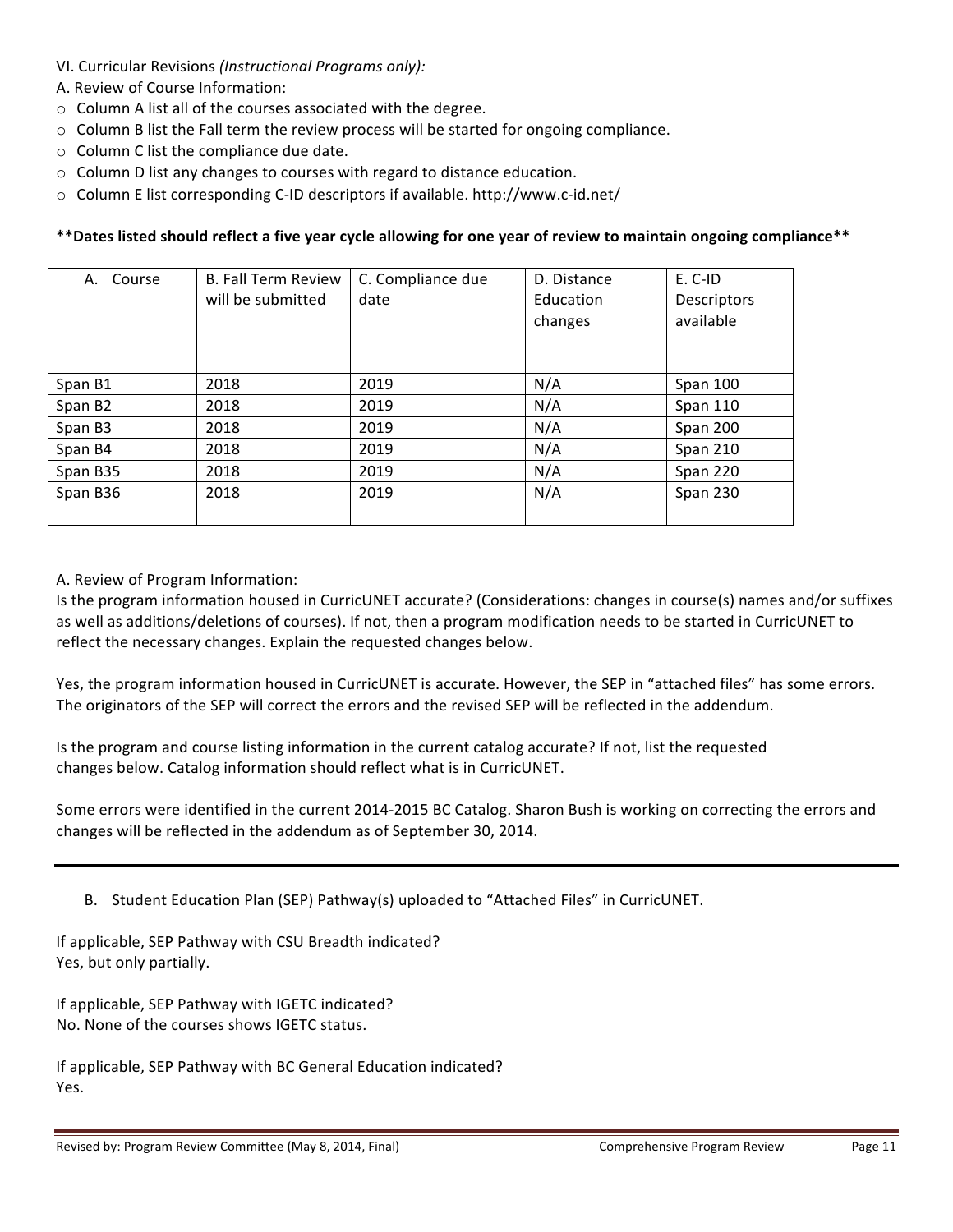VI. Curricular Revisions *(Instructional Programs only):*

A. Review of Course Information:

- Column A list all of the courses associated with the degree.
- Column B list the Fall term the review process will be started for ongoing compliance.
- Column C list the compliance due date.
- Column D list any changes to courses with regard to distance education.
- Column E list corresponding C-ID descriptors if available. http://www.c-id.net/

**\*\*Dates listed should reflect a five year cycle allowing for one year of review to maintain ongoing compliance\*\***

| A. Course | B. Fall Term Review will be submitted | C. Compliance due date | D. Distance Education changes | E. C-ID Descriptors available |
|---|---|---|---|---|
| Span B1 | 2018 | 2019 | N/A | Span 100 |
| Span B2 | 2018 | 2019 | N/A | Span 110 |
| Span B3 | 2018 | 2019 | N/A | Span 200 |
| Span B4 | 2018 | 2019 | N/A | Span 210 |
| Span B35 | 2018 | 2019 | N/A | Span 220 |
| Span B36 | 2018 | 2019 | N/A | Span 230 |
| | | | | |

A. Review of Program Information:

Is the program information housed in CurricUNET accurate? (Considerations: changes in course(s) names and/or suffixes as well as additions/deletions of courses). If not, then a program modification needs to be started in CurricUNET to reflect the necessary changes. Explain the requested changes below.

Yes, the program information housed in CurricUNET is accurate. However, the SEP in "attached files" has some errors. The originators of the SEP will correct the errors and the revised SEP will be reflected in the addendum.

Is the program and course listing information in the current catalog accurate? If not, list the requested changes below. Catalog information should reflect what is in CurricUNET.

Some errors were identified in the current 2014-2015 BC Catalog. Sharon Bush is working on correcting the errors and changes will be reflected in the addendum as of September 30, 2014.

---

B. Student Education Plan (SEP) Pathway(s) uploaded to "Attached Files" in CurricUNET.

If applicable, SEP Pathway with CSU Breadth indicated?
Yes, but only partially.

If applicable, SEP Pathway with IGETC indicated?
No. None of the courses shows IGETC status.

If applicable, SEP Pathway with BC General Education indicated?
Yes.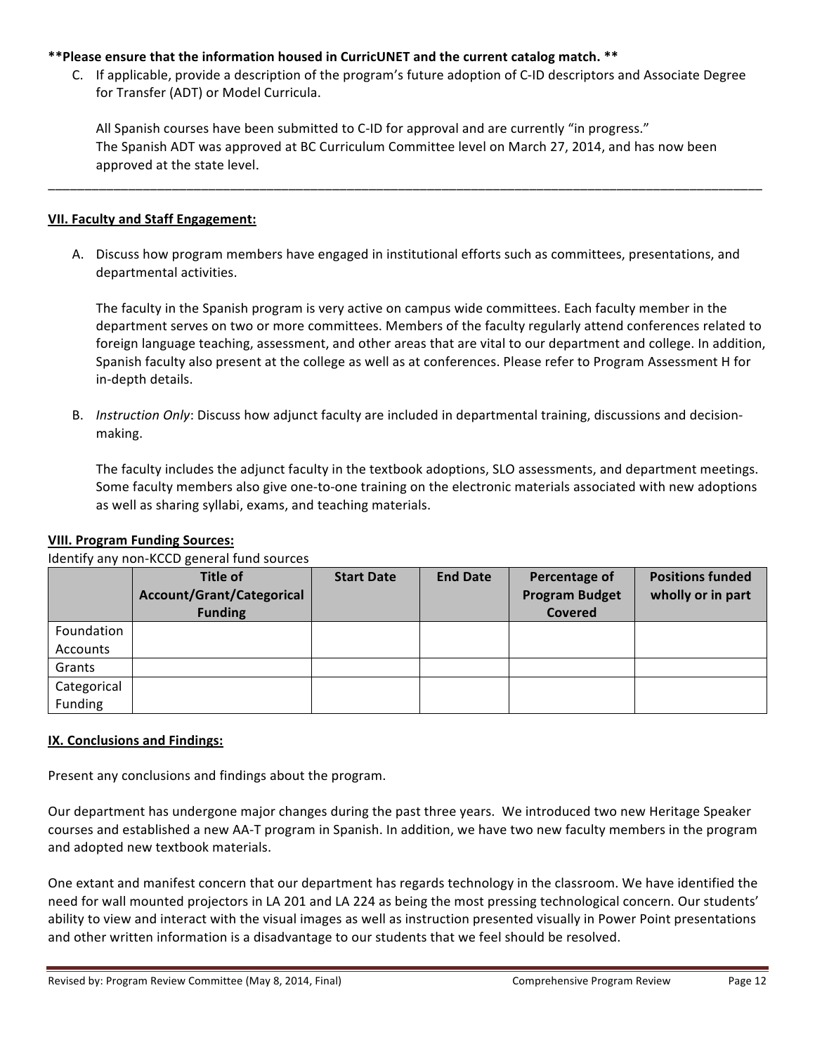**Please ensure that the information housed in CurricUNET and the current catalog match. **

C. If applicable, provide a description of the program's future adoption of C-ID descriptors and Associate Degree for Transfer (ADT) or Model Curricula.

All Spanish courses have been submitted to C-ID for approval and are currently "in progress."
The Spanish ADT was approved at BC Curriculum Committee level on March 27, 2014, and has now been approved at the state level.

---

## VII. Faculty and Staff Engagement:

A. Discuss how program members have engaged in institutional efforts such as committees, presentations, and departmental activities.

The faculty in the Spanish program is very active on campus wide committees. Each faculty member in the department serves on two or more committees. Members of the faculty regularly attend conferences related to foreign language teaching, assessment, and other areas that are vital to our department and college. In addition, Spanish faculty also present at the college as well as at conferences. Please refer to Program Assessment H for in-depth details.

B. *Instruction Only*: Discuss how adjunct faculty are included in departmental training, discussions and decision-making.

The faculty includes the adjunct faculty in the textbook adoptions, SLO assessments, and department meetings. Some faculty members also give one-to-one training on the electronic materials associated with new adoptions as well as sharing syllabi, exams, and teaching materials.

## VIII. Program Funding Sources:

Identify any non-KCCD general fund sources

| | Title of Account/Grant/Categorical Funding | Start Date | End Date | Percentage of Program Budget Covered | Positions funded wholly or in part |
|---|---|---|---|---|---|
| Foundation Accounts | | | | | |
| Grants | | | | | |
| Categorical Funding | | | | | |

## IX. Conclusions and Findings:

Present any conclusions and findings about the program.

Our department has undergone major changes during the past three years. We introduced two new Heritage Speaker courses and established a new AA-T program in Spanish. In addition, we have two new faculty members in the program and adopted new textbook materials.

One extant and manifest concern that our department has regards technology in the classroom. We have identified the need for wall mounted projectors in LA 201 and LA 224 as being the most pressing technological concern. Our students' ability to view and interact with the visual images as well as instruction presented visually in Power Point presentations and other written information is a disadvantage to our students that we feel should be resolved.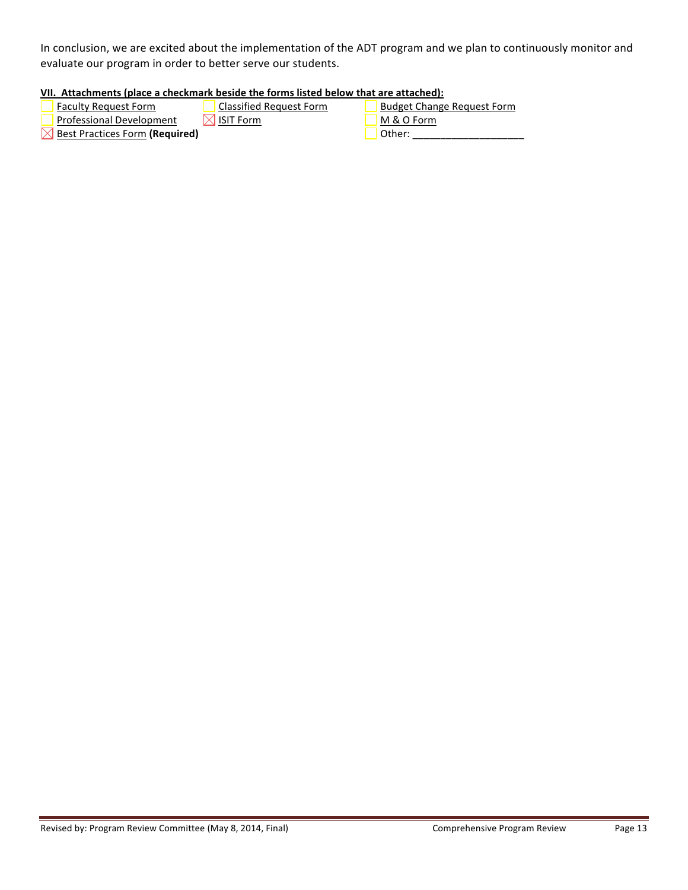In conclusion, we are excited about the implementation of the ADT program and we plan to continuously monitor and evaluate our program in order to better serve our students.

**VII. Attachments (place a checkmark beside the forms listed below that are attached):**

- [ ] Faculty Request Form
- [ ] Classified Request Form
- [ ] Budget Change Request Form
- [ ] Professional Development
- [x] ISIT Form
- [ ] M & O Form
- [x] Best Practices Form **(Required)**
- [ ] Other: ____________________